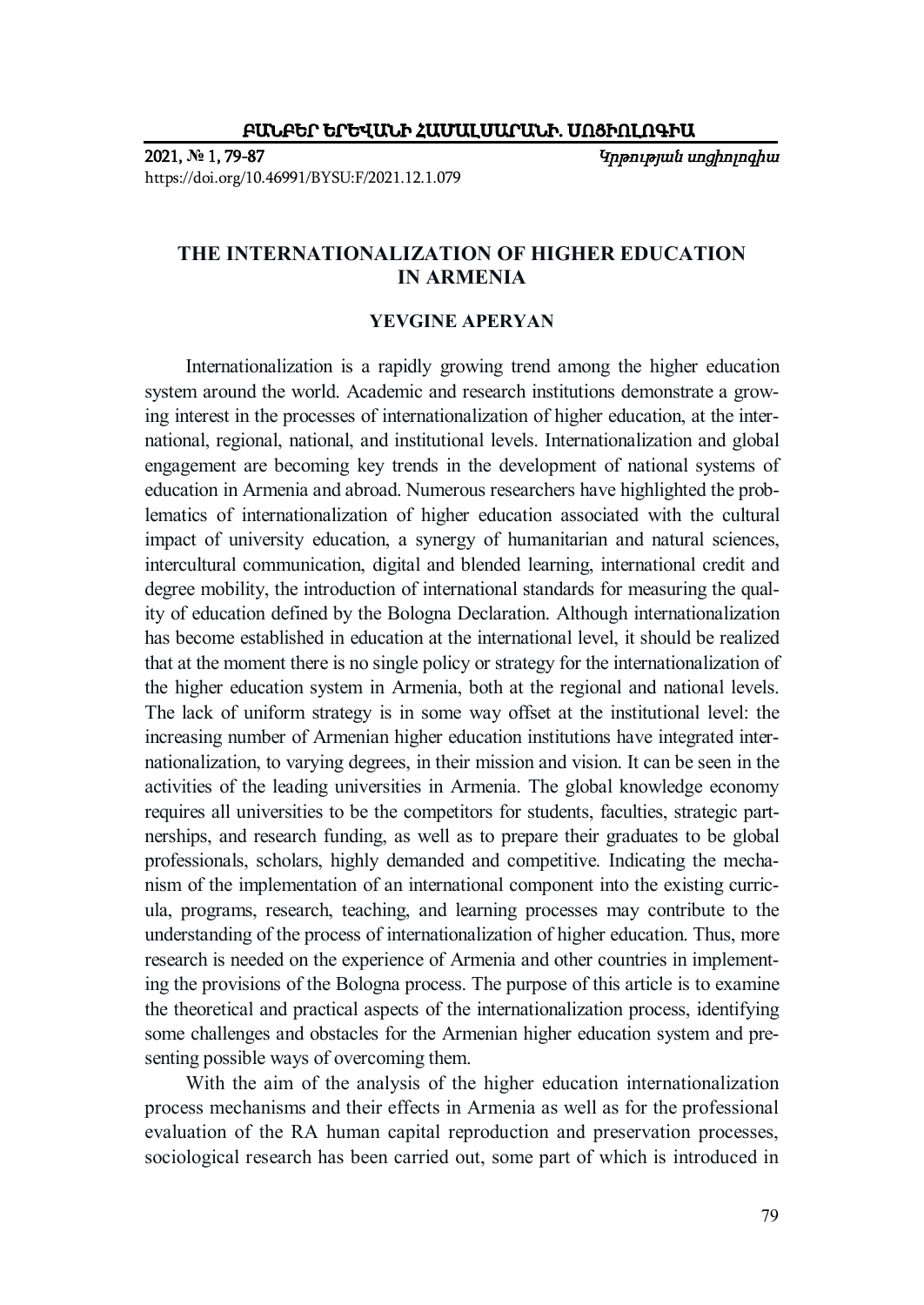# THE INTERNATIONALIZATION OF HIGHER EDUCATION IN ARMENIA

**YEVGINE APERYAN**

Internationalization is a rapidly growing trend among the higher education system around the world. Academic and research institutions demonstrate a growing interest in the processes of internationalization of higher education, at the international, regional, national, and institutional levels. Internationalization and global engagement are becoming key trends in the development of national systems of education in Armenia and abroad. Numerous researchers have highlighted the problematics of internationalization of higher education associated with the cultural impact of university education, a synergy of humanitarian and natural sciences, intercultural communication, digital and blended learning, international credit and degree mobility, the introduction of international standards for measuring the quality of education defined by the Bologna Declaration. Although internationalization has become established in education at the international level, it should be realized that at the moment there is no single policy or strategy for the internationalization of the higher education system in Armenia, both at the regional and national levels. The lack of uniform strategy is in some way offset at the institutional level: the increasing number of Armenian higher education institutions have integrated internationalization, to varying degrees, in their mission and vision. It can be seen in the activities of the leading universities in Armenia. The global knowledge economy requires all universities to be the competitors for students, faculties, strategic partnerships, and research funding, as well as to prepare their graduates to be global professionals, scholars, highly demanded and competitive. Indicating the mechanism of the implementation of an international component into the existing curricula, programs, research, teaching, and learning processes may contribute to the understanding of the process of internationalization of higher education. Thus, more research is needed on the experience of Armenia and other countries in implementing the provisions of the Bologna process. The purpose of this article is to examine the theoretical and practical aspects of the internationalization process, identifying some challenges and obstacles for the Armenian higher education system and presenting possible ways of overcoming them.

With the aim of the analysis of the higher education internationalization process mechanisms and their effects in Armenia as well as for the professional evaluation of the RA human capital reproduction and preservation processes, sociological research has been carried out, some part of which is introduced in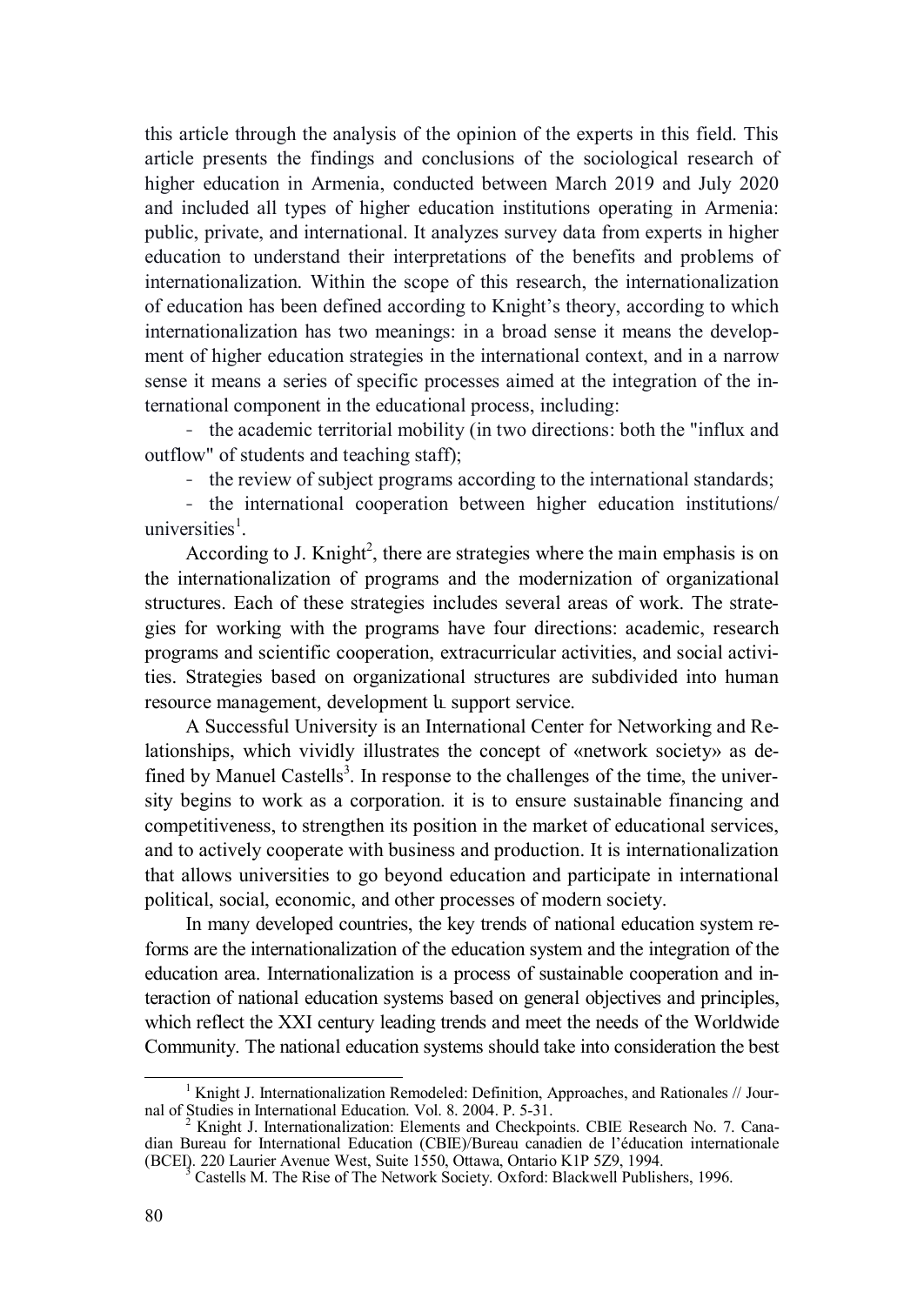this article through the analysis of the opinion of the experts in this field. This article presents the findings and conclusions of the sociological research of higher education in Armenia, conducted between March 2019 and July 2020 and included all types of higher education institutions operating in Armenia: public, private, and international. It analyzes survey data from experts in higher education to understand their interpretations of the benefits and problems of internationalization. Within the scope of this research, the internationalization of education has been defined according to Knight's theory, according to which internationalization has two meanings: in a broad sense it means the development of higher education strategies in the international context, and in a narrow sense it means a series of specific processes aimed at the integration of the international component in the educational process, including:

- the academic territorial mobility (in two directions: both the "influx and outflow" of students and teaching staff);
- the review of subject programs according to the international standards;
- the international cooperation between higher education institutions/ universities[1].

According to J. Knight[2], there are strategies where the main emphasis is on the internationalization of programs and the modernization of organizational structures. Each of these strategies includes several areas of work. The strategies for working with the programs have four directions: academic, research programs and scientific cooperation, extracurricular activities, and social activities. Strategies based on organizational structures are subdivided into human resource management, development և support service.

A Successful University is an International Center for Networking and Relationships, which vividly illustrates the concept of «network society» as defined by Manuel Castells[3]. In response to the challenges of the time, the university begins to work as a corporation. it is to ensure sustainable financing and competitiveness, to strengthen its position in the market of educational services, and to actively cooperate with business and production. It is internationalization that allows universities to go beyond education and participate in international political, social, economic, and other processes of modern society.

In many developed countries, the key trends of national education system reforms are the internationalization of the education system and the integration of the education area. Internationalization is a process of sustainable cooperation and interaction of national education systems based on general objectives and principles, which reflect the XXI century leading trends and meet the needs of the Worldwide Community. The national education systems should take into consideration the best

---

[1] Knight J. Internationalization Remodeled: Definition, Approaches, and Rationales // Journal of Studies in International Education. Vol. 8. 2004. P. 5-31.

[2] Knight J. Internationalization: Elements and Checkpoints. CBIE Research No. 7. Canadian Bureau for International Education (CBIE)/Bureau canadien de l'éducation internationale (BCEI). 220 Laurier Avenue West, Suite 1550, Ottawa, Ontario K1P 5Z9, 1994.

[3] Castells M. The Rise of The Network Society. Oxford: Blackwell Publishers, 1996.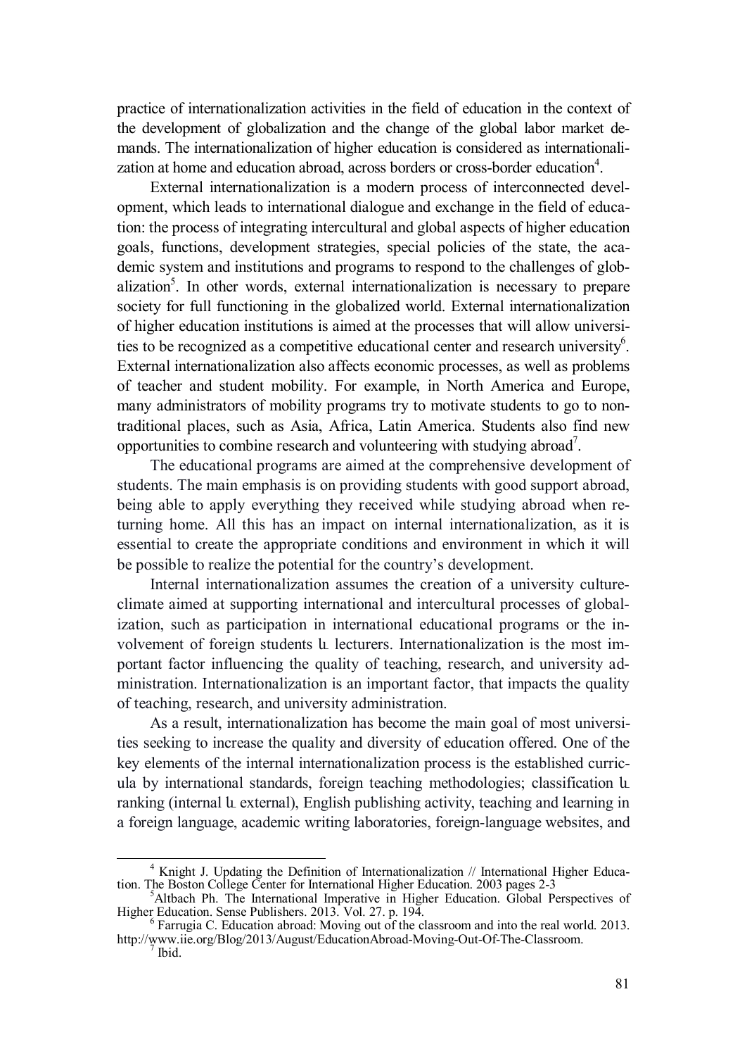practice of internationalization activities in the field of education in the context of the development of globalization and the change of the global labor market demands. The internationalization of higher education is considered as internationalization at home and education abroad, across borders or cross-border education[4].

External internationalization is a modern process of interconnected development, which leads to international dialogue and exchange in the field of education: the process of integrating intercultural and global aspects of higher education goals, functions, development strategies, special policies of the state, the academic system and institutions and programs to respond to the challenges of globalization[5]. In other words, external internationalization is necessary to prepare society for full functioning in the globalized world. External internationalization of higher education institutions is aimed at the processes that will allow universities to be recognized as a competitive educational center and research university[6]. External internationalization also affects economic processes, as well as problems of teacher and student mobility. For example, in North America and Europe, many administrators of mobility programs try to motivate students to go to non-traditional places, such as Asia, Africa, Latin America. Students also find new opportunities to combine research and volunteering with studying abroad[7].

The educational programs are aimed at the comprehensive development of students. The main emphasis is on providing students with good support abroad, being able to apply everything they received while studying abroad when returning home. All this has an impact on internal internationalization, as it is essential to create the appropriate conditions and environment in which it will be possible to realize the potential for the country's development.

Internal internationalization assumes the creation of a university culture-climate aimed at supporting international and intercultural processes of globalization, such as participation in international educational programs or the involvement of foreign students �befu lecturers. Internationalization is the most important factor influencing the quality of teaching, research, and university administration. Internationalization is an important factor, that impacts the quality of teaching, research, and university administration.

As a result, internationalization has become the main goal of most universities seeking to increase the quality and diversity of education offered. One of the key elements of the internal internationalization process is the established curricula by international standards, foreign teaching methodologies; classification ɭ ranking (internal ɭ external), English publishing activity, teaching and learning in a foreign language, academic writing laboratories, foreign-language websites, and

---

[4] Knight J. Updating the Definition of Internationalization // International Higher Education. The Boston College Center for International Higher Education. 2003 pages 2-3

[5] Altbach Ph. The International Imperative in Higher Education. Global Perspectives of Higher Education. Sense Publishers. 2013. Vol. 27. p. 194.

[6] Farrugia C. Education abroad: Moving out of the classroom and into the real world. 2013. http://www.iie.org/Blog/2013/August/EducationAbroad-Moving-Out-Of-The-Classroom.

[7] Ibid.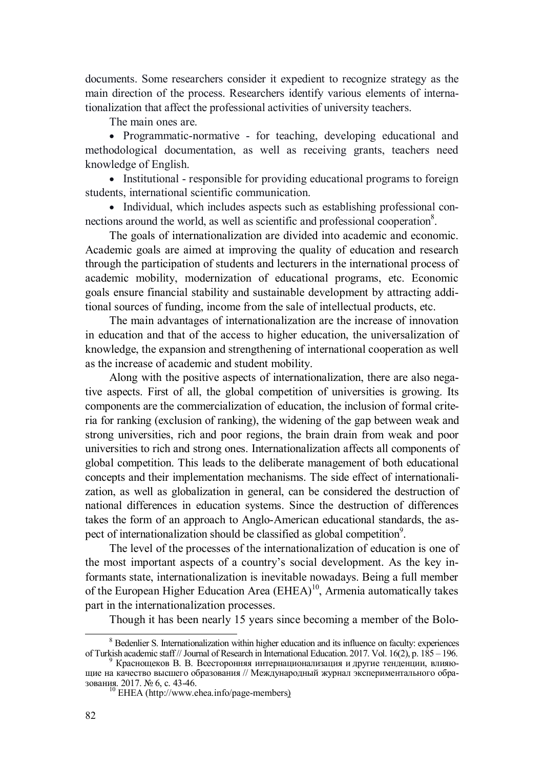documents. Some researchers consider it expedient to recognize strategy as the main direction of the process. Researchers identify various elements of internationalization that affect the professional activities of university teachers.

The main ones are.

- Programmatic-normative - for teaching, developing educational and methodological documentation, as well as receiving grants, teachers need knowledge of English.
- Institutional - responsible for providing educational programs to foreign students, international scientific communication.
- Individual, which includes aspects such as establishing professional connections around the world, as well as scientific and professional cooperation[8].

The goals of internationalization are divided into academic and economic. Academic goals are aimed at improving the quality of education and research through the participation of students and lecturers in the international process of academic mobility, modernization of educational programs, etc. Economic goals ensure financial stability and sustainable development by attracting additional sources of funding, income from the sale of intellectual products, etc.

The main advantages of internationalization are the increase of innovation in education and that of the access to higher education, the universalization of knowledge, the expansion and strengthening of international cooperation as well as the increase of academic and student mobility.

Along with the positive aspects of internationalization, there are also negative aspects. First of all, the global competition of universities is growing. Its components are the commercialization of education, the inclusion of formal criteria for ranking (exclusion of ranking), the widening of the gap between weak and strong universities, rich and poor regions, the brain drain from weak and poor universities to rich and strong ones. Internationalization affects all components of global competition. This leads to the deliberate management of both educational concepts and their implementation mechanisms. The side effect of internationalization, as well as globalization in general, can be considered the destruction of national differences in education systems. Since the destruction of differences takes the form of an approach to Anglo-American educational standards, the aspect of internationalization should be classified as global competition[9].

The level of the processes of the internationalization of education is one of the most important aspects of a country's social development. As the key informants state, internationalization is inevitable nowadays. Being a full member of the European Higher Education Area (EHEA)[10], Armenia automatically takes part in the internationalization processes.

Though it has been nearly 15 years since becoming a member of the Bolo-

---

[8] Bedenlier S. Internationalization within higher education and its influence on faculty: experiences of Turkish academic staff // Journal of Research in International Education. 2017. Vol. 16(2), p. 185 – 196.

[9] Краснощеков В. В. Всесторонняя интернационализация и другие тенденции, влияющие на качество высшего образования // Международный журнал экспериментального образования. 2017. № 6, с. 43-46.

[10] EHEA (http://www.ehea.info/page-members)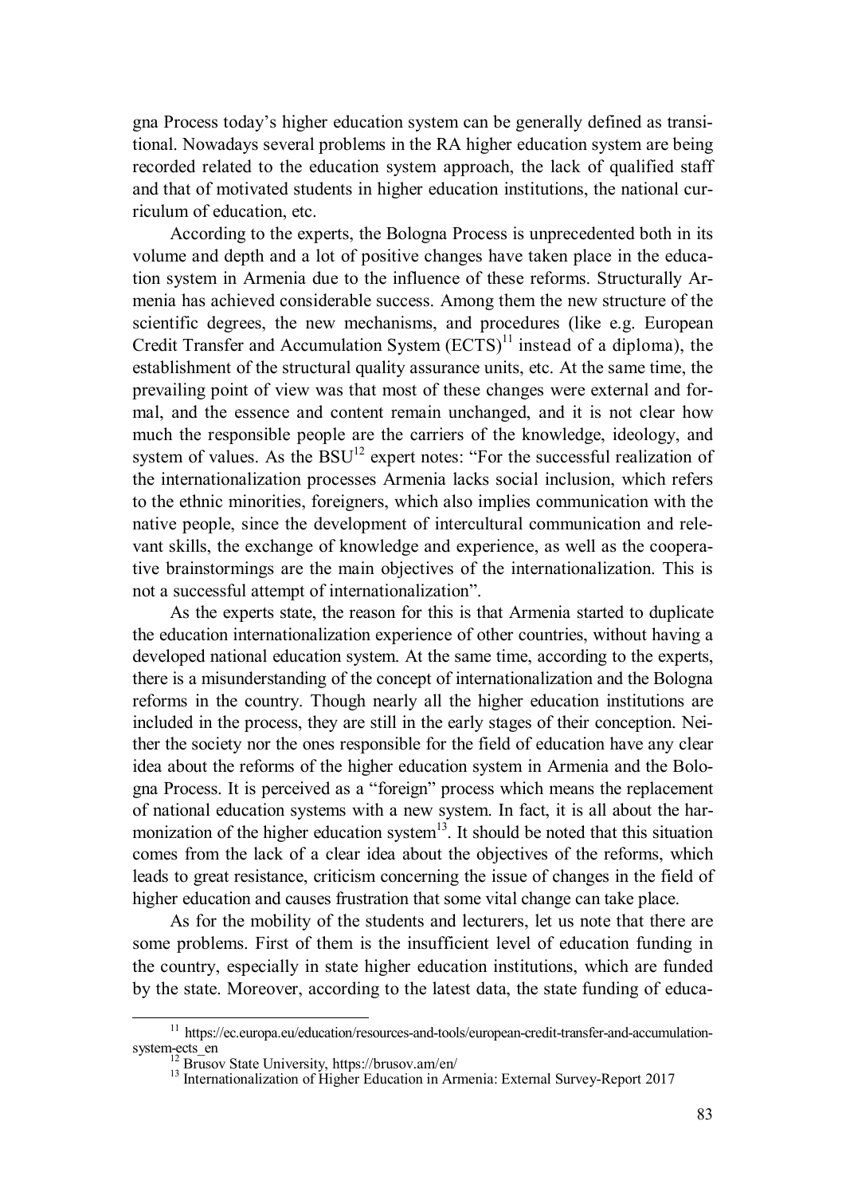gna Process today's higher education system can be generally defined as transitional. Nowadays several problems in the RA higher education system are being recorded related to the education system approach, the lack of qualified staff and that of motivated students in higher education institutions, the national curriculum of education, etc.

According to the experts, the Bologna Process is unprecedented both in its volume and depth and a lot of positive changes have taken place in the education system in Armenia due to the influence of these reforms. Structurally Armenia has achieved considerable success. Among them the new structure of the scientific degrees, the new mechanisms, and procedures (like e.g. European Credit Transfer and Accumulation System (ECTS)[11] instead of a diploma), the establishment of the structural quality assurance units, etc. At the same time, the prevailing point of view was that most of these changes were external and formal, and the essence and content remain unchanged, and it is not clear how much the responsible people are the carriers of the knowledge, ideology, and system of values. As the BSU[12] expert notes: "For the successful realization of the internationalization processes Armenia lacks social inclusion, which refers to the ethnic minorities, foreigners, which also implies communication with the native people, since the development of intercultural communication and relevant skills, the exchange of knowledge and experience, as well as the cooperative brainstormings are the main objectives of the internationalization. This is not a successful attempt of internationalization".

As the experts state, the reason for this is that Armenia started to duplicate the education internationalization experience of other countries, without having a developed national education system. At the same time, according to the experts, there is a misunderstanding of the concept of internationalization and the Bologna reforms in the country. Though nearly all the higher education institutions are included in the process, they are still in the early stages of their conception. Neither the society nor the ones responsible for the field of education have any clear idea about the reforms of the higher education system in Armenia and the Bologna Process. It is perceived as a "foreign" process which means the replacement of national education systems with a new system. In fact, it is all about the harmonization of the higher education system[13]. It should be noted that this situation comes from the lack of a clear idea about the objectives of the reforms, which leads to great resistance, criticism concerning the issue of changes in the field of higher education and causes frustration that some vital change can take place.

As for the mobility of the students and lecturers, let us note that there are some problems. First of them is the insufficient level of education funding in the country, especially in state higher education institutions, which are funded by the state. Moreover, according to the latest data, the state funding of educa-

---

[11] https://ec.europa.eu/education/resources-and-tools/european-credit-transfer-and-accumulation-system-ects_en

[12] Brusov State University, https://brusov.am/en/

[13] Internationalization of Higher Education in Armenia: External Survey-Report 2017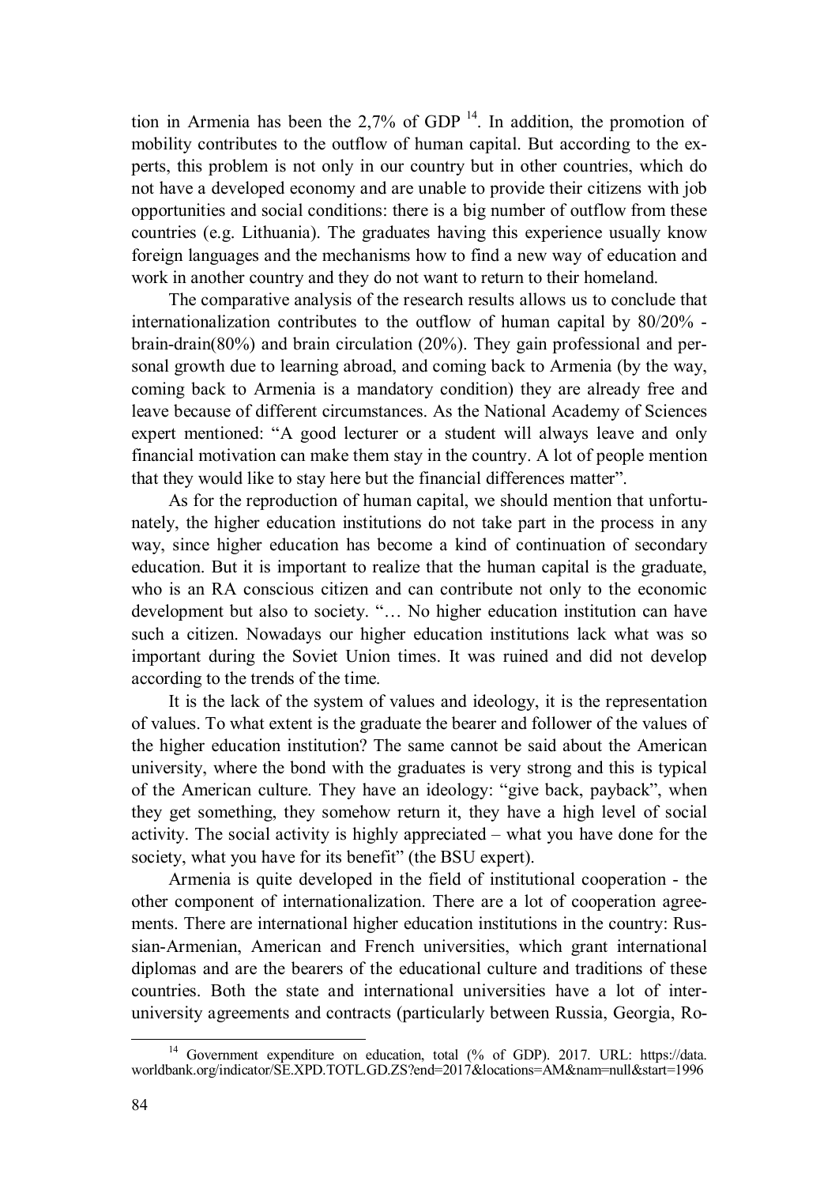tion in Armenia has been the 2,7% of GDP [14]. In addition, the promotion of mobility contributes to the outflow of human capital. But according to the experts, this problem is not only in our country but in other countries, which do not have a developed economy and are unable to provide their citizens with job opportunities and social conditions: there is a big number of outflow from these countries (e.g. Lithuania). The graduates having this experience usually know foreign languages and the mechanisms how to find a new way of education and work in another country and they do not want to return to their homeland.

The comparative analysis of the research results allows us to conclude that internationalization contributes to the outflow of human capital by 80/20% - brain-drain(80%) and brain circulation (20%). They gain professional and personal growth due to learning abroad, and coming back to Armenia (by the way, coming back to Armenia is a mandatory condition) they are already free and leave because of different circumstances. As the National Academy of Sciences expert mentioned: "A good lecturer or a student will always leave and only financial motivation can make them stay in the country. A lot of people mention that they would like to stay here but the financial differences matter".

As for the reproduction of human capital, we should mention that unfortunately, the higher education institutions do not take part in the process in any way, since higher education has become a kind of continuation of secondary education. But it is important to realize that the human capital is the graduate, who is an RA conscious citizen and can contribute not only to the economic development but also to society. "… No higher education institution can have such a citizen. Nowadays our higher education institutions lack what was so important during the Soviet Union times. It was ruined and did not develop according to the trends of the time.

It is the lack of the system of values and ideology, it is the representation of values. To what extent is the graduate the bearer and follower of the values of the higher education institution? The same cannot be said about the American university, where the bond with the graduates is very strong and this is typical of the American culture. They have an ideology: "give back, payback", when they get something, they somehow return it, they have a high level of social activity. The social activity is highly appreciated – what you have done for the society, what you have for its benefit" (the BSU expert).

Armenia is quite developed in the field of institutional cooperation - the other component of internationalization. There are a lot of cooperation agreements. There are international higher education institutions in the country: Russian-Armenian, American and French universities, which grant international diplomas and are the bearers of the educational culture and traditions of these countries. Both the state and international universities have a lot of inter-university agreements and contracts (particularly between Russia, Georgia, Ro-

---

[14] Government expenditure on education, total (% of GDP). 2017. URL: https://data.worldbank.org/indicator/SE.XPD.TOTL.GD.ZS?end=2017&locations=AM&nam=null&start=1996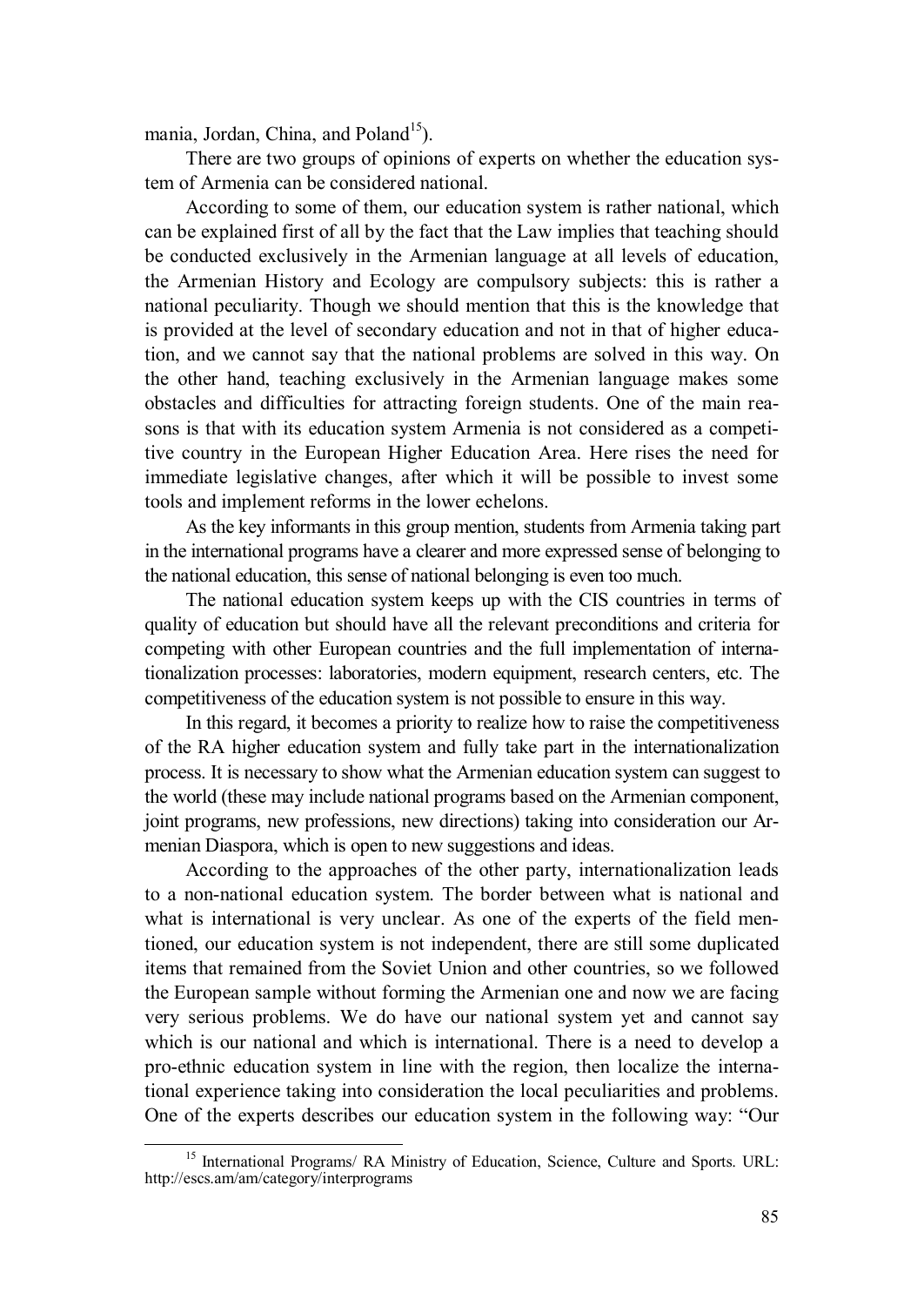mania, Jordan, China, and Poland[15]).

There are two groups of opinions of experts on whether the education system of Armenia can be considered national.

According to some of them, our education system is rather national, which can be explained first of all by the fact that the Law implies that teaching should be conducted exclusively in the Armenian language at all levels of education, the Armenian History and Ecology are compulsory subjects: this is rather a national peculiarity. Though we should mention that this is the knowledge that is provided at the level of secondary education and not in that of higher education, and we cannot say that the national problems are solved in this way. On the other hand, teaching exclusively in the Armenian language makes some obstacles and difficulties for attracting foreign students. One of the main reasons is that with its education system Armenia is not considered as a competitive country in the European Higher Education Area. Here rises the need for immediate legislative changes, after which it will be possible to invest some tools and implement reforms in the lower echelons.

As the key informants in this group mention, students from Armenia taking part in the international programs have a clearer and more expressed sense of belonging to the national education, this sense of national belonging is even too much.

The national education system keeps up with the CIS countries in terms of quality of education but should have all the relevant preconditions and criteria for competing with other European countries and the full implementation of internationalization processes: laboratories, modern equipment, research centers, etc. The competitiveness of the education system is not possible to ensure in this way.

In this regard, it becomes a priority to realize how to raise the competitiveness of the RA higher education system and fully take part in the internationalization process. It is necessary to show what the Armenian education system can suggest to the world (these may include national programs based on the Armenian component, joint programs, new professions, new directions) taking into consideration our Armenian Diaspora, which is open to new suggestions and ideas.

According to the approaches of the other party, internationalization leads to a non-national education system. The border between what is national and what is international is very unclear. As one of the experts of the field mentioned, our education system is not independent, there are still some duplicated items that remained from the Soviet Union and other countries, so we followed the European sample without forming the Armenian one and now we are facing very serious problems. We do have our national system yet and cannot say which is our national and which is international. There is a need to develop a pro-ethnic education system in line with the region, then localize the international experience taking into consideration the local peculiarities and problems. One of the experts describes our education system in the following way: "Our

[15] International Programs/ RA Ministry of Education, Science, Culture and Sports. URL: http://escs.am/am/category/interprograms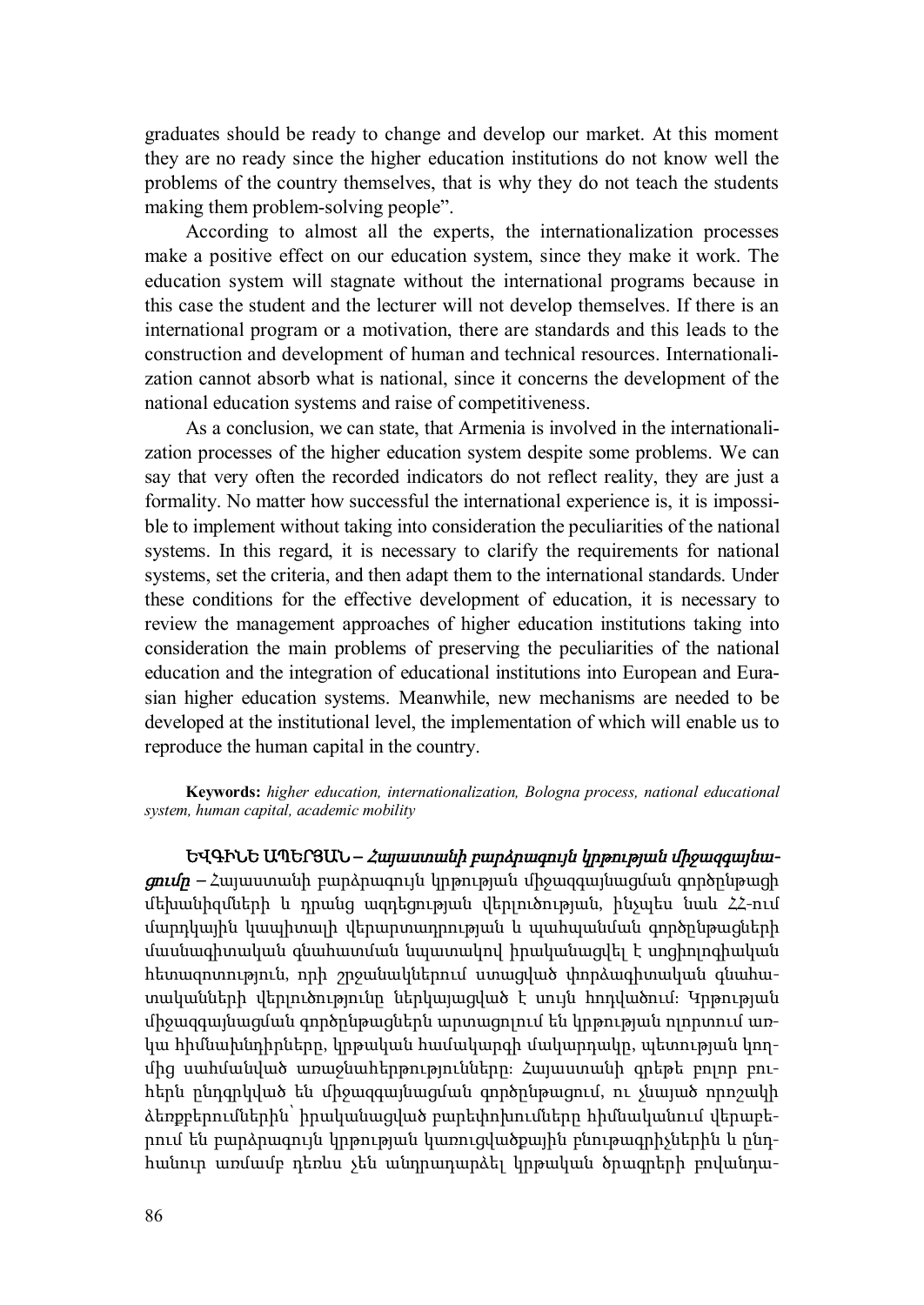graduates should be ready to change and develop our market. At this moment they are no ready since the higher education institutions do not know well the problems of the country themselves, that is why they do not teach the students making them problem-solving people".

According to almost all the experts, the internationalization processes make a positive effect on our education system, since they make it work. The education system will stagnate without the international programs because in this case the student and the lecturer will not develop themselves. If there is an international program or a motivation, there are standards and this leads to the construction and development of human and technical resources. Internationalization cannot absorb what is national, since it concerns the development of the national education systems and raise of competitiveness.

As a conclusion, we can state, that Armenia is involved in the internationalization processes of the higher education system despite some problems. We can say that very often the recorded indicators do not reflect reality, they are just a formality. No matter how successful the international experience is, it is impossible to implement without taking into consideration the peculiarities of the national systems. In this regard, it is necessary to clarify the requirements for national systems, set the criteria, and then adapt them to the international standards. Under these conditions for the effective development of education, it is necessary to review the management approaches of higher education institutions taking into consideration the main problems of preserving the peculiarities of the national education and the integration of educational institutions into European and Eurasian higher education systems. Meanwhile, new mechanisms are needed to be developed at the institutional level, the implementation of which will enable us to reproduce the human capital in the country.

**Keywords:** *higher education, internationalization, Bologna process, national educational system, human capital, academic mobility*

ԵՎԳԻՆԵ ԱՊԵՐՅԱՆ – ***Հայաստանի բարձրագույն կրթության միջազգայնացումը*** – Հայաստանի բարձրագույն կրթության միջազգայնացման գործընթացի մեխանիզմների և դրանց ազդեցության վերլուծության, ինչպես նաև ՀՀ-ում մարդկային կապիտալի վերարտադրության և պահպանման գործընթացների մասնագիտական գնահատման նպատակով իրականացվել է սոցիոլոգիական հետազոտություն, որի շրջանակներում ստացված փորձագիտական գնահատականների վերլուծությունը ներկայացված է սույն հոդվածում: Կրթության միջազգայնացման գործընթացներն արտացոլում են կրթության ոլորտում առկա հիմնախնդիրները, կրթական համակարգի մակարդակը, պետության կողմից սահմանված առաջնահերթությունները: Հայաստանի գրեթե բոլոր բուհերն ընդգրկված են միջազգայնացման գործընթացում, ու չնայած որոշակի ձեռքբերումներին՝ իրականացված բարեփոխումները հիմնականում վերաբերում են բարձրագույն կրթության կառուցվածքային բնութագրիչներին և ընդհանուր առմամբ դեռևս չեն անդրադարձել կրթական ծրագրերի բովանդա-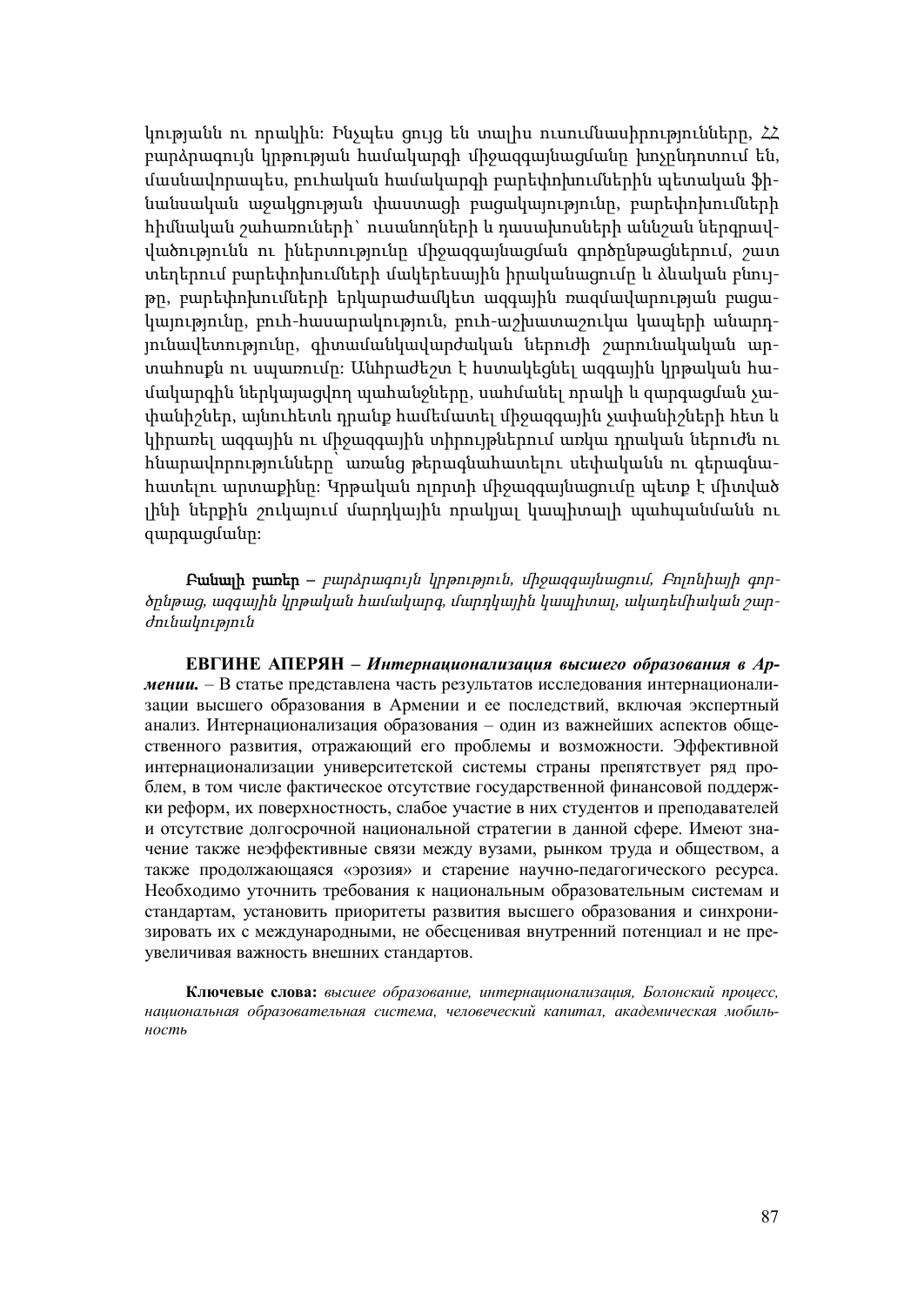կության ու որակին: Ինչպես ցույց են տալիս ուսումնասիրությունները, ՀՀ բարձրագույն կրթության համակարգի միջազգայնացմանը խոչընդոտում են, մասնավորապես, բուհական համակարգի բարեփոխումներին պետական ֆինանսական աջակցության փաստացի բացակայությունը, բարեփոխումների հիմնական շահառուների՝ ուսանողների և դասախոսների աննշան ներգրավվածությունն ու իներտությունը միջազգայնացման գործընթացներում, շատ տեղերում բարեփոխումների մակերեսային իրականացումը և ձևական բնույթը, բարեփոխումների երկարաժամկետ ազգային ռազմավարության բացակայությունը, բուհ-հասարակություն, բուհ-աշխատաշուկա կապերի անարդյունավետությունը, գիտամանկավարժական ներուժի շարունակական արտահոսքն ու սպառումը: Անհրաժեշտ է հստակեցնել ազգային կրթական համակարգին ներկայացվող պահանջները, սահմանել որակի և զարգացման չափանիշներ, այնուհետև դրանք համեմատել միջազգային չափանիշների հետ և կիրառել ազգային ու միջազգային տիրույթներում առկա դրական ներուժն ու հնարավորությունները՝ առանց թերագնահատելու սեփականն ու գերագնահատելու արտաքինը: Կրթական ոլորտի միջազգայնացումը պետք է միտված լինի ներքին շուկայում մարդկային որակյալ կապիտալի պահպանմանն ու զարգացմանը:

**Բանալի բառեր** – *բարձրագույն կրթություն, միջազգայնացում, Բոլոնիայի գործընթաց, ազգային կրթական համակարգ, մարդկային կապիտալ, ակադեմիական շարժունակություն*

**ЕВГИНЕ АПЕРЯН – *Интернационализация высшего образования в Армении.*** – В статье представлена часть результатов исследования интернационализации высшего образования в Армении и ее последствий, включая экспертный анализ. Интернационализация образования – один из важнейших аспектов общественного развития, отражающий его проблемы и возможности. Эффективной интернационализации университетской системы страны препятствует ряд проблем, в том числе фактическое отсутствие государственной финансовой поддержки реформ, их поверхностность, слабое участие в них студентов и преподавателей и отсутствие долгосрочной национальной стратегии в данной сфере. Имеют значение также неэффективные связи между вузами, рынком труда и обществом, а также продолжающаяся «эрозия» и старение научно-педагогического ресурса. Необходимо уточнить требования к национальным образовательным системам и стандартам, установить приоритеты развития высшего образования и синхронизировать их с международными, не обесценивая внутренний потенциал и не преувеличивая важность внешних стандартов.

**Ключевые слова:** *высшее образование, интернационализация, Болонский процесс, национальная образовательная система, человеческий капитал, академическая мобильность*